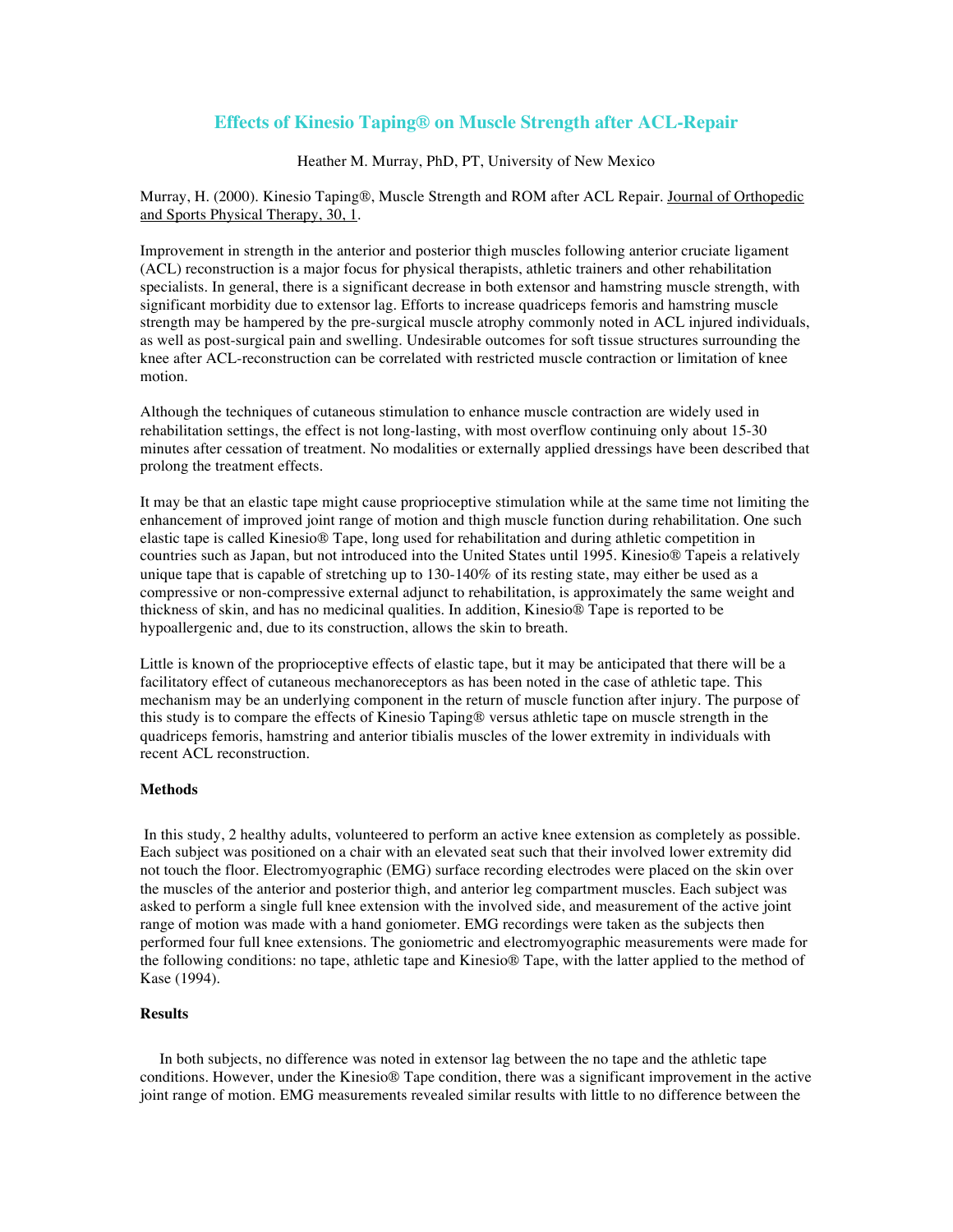# Effects of Kinesio Taping® on Muscle Strength after ACL-Repair

Heather M. Murray, PhD, PT, University of New Mexico

Murray, H. (2000). Kinesio Taping®, Muscle Strength and ROM after ACL Repair. Journal of Orthopedic and Sports Physical Therapy, 30, 1.

Improvement in strength in the anterior and posterior thigh muscles following anterior cruciate ligament (ACL) reconstruction is a major focus for physical therapists, athletic trainers and other rehabilitation specialists. In general, there is a significant decrease in both extensor and hamstring muscle strength, with significant morbidity due to extensor lag. Efforts to increase quadriceps femoris and hamstring muscle strength may be hampered by the pre-surgical muscle atrophy commonly noted in ACL injured individuals, as well as post-surgical pain and swelling. Undesirable outcomes for soft tissue structures surrounding the knee after ACL-reconstruction can be correlated with restricted muscle contraction or limitation of knee motion.

Although the techniques of cutaneous stimulation to enhance muscle contraction are widely used in rehabilitation settings, the effect is not long-lasting, with most overflow continuing only about 15-30 minutes after cessation of treatment. No modalities or externally applied dressings have been described that prolong the treatment effects.

It may be that an elastic tape might cause proprioceptive stimulation while at the same time not limiting the enhancement of improved joint range of motion and thigh muscle function during rehabilitation. One such elastic tape is called Kinesio® Tape, long used for rehabilitation and during athletic competition in countries such as Japan, but not introduced into the United States until 1995. Kinesio® Tapeis a relatively unique tape that is capable of stretching up to 130-140% of its resting state, may either be used as a compressive or non-compressive external adjunct to rehabilitation, is approximately the same weight and thickness of skin, and has no medicinal qualities. In addition, Kinesio® Tape is reported to be hypoallergenic and, due to its construction, allows the skin to breath.

Little is known of the proprioceptive effects of elastic tape, but it may be anticipated that there will be a facilitatory effect of cutaneous mechanoreceptors as has been noted in the case of athletic tape. This mechanism may be an underlying component in the return of muscle function after injury. The purpose of this study is to compare the effects of Kinesio Taping® versus athletic tape on muscle strength in the quadriceps femoris, hamstring and anterior tibialis muscles of the lower extremity in individuals with recent ACL reconstruction.

**Methods**

In this study, 2 healthy adults, volunteered to perform an active knee extension as completely as possible. Each subject was positioned on a chair with an elevated seat such that their involved lower extremity did not touch the floor. Electromyographic (EMG) surface recording electrodes were placed on the skin over the muscles of the anterior and posterior thigh, and anterior leg compartment muscles. Each subject was asked to perform a single full knee extension with the involved side, and measurement of the active joint range of motion was made with a hand goniometer. EMG recordings were taken as the subjects then performed four full knee extensions. The goniometric and electromyographic measurements were made for the following conditions: no tape, athletic tape and Kinesio® Tape, with the latter applied to the method of Kase (1994).

**Results**

In both subjects, no difference was noted in extensor lag between the no tape and the athletic tape conditions. However, under the Kinesio® Tape condition, there was a significant improvement in the active joint range of motion. EMG measurements revealed similar results with little to no difference between the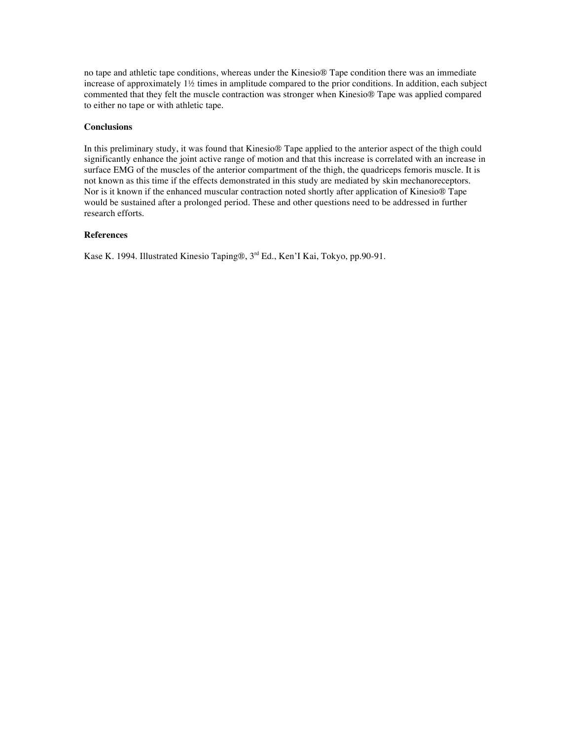no tape and athletic tape conditions, whereas under the Kinesio® Tape condition there was an immediate increase of approximately 1½ times in amplitude compared to the prior conditions. In addition, each subject commented that they felt the muscle contraction was stronger when Kinesio® Tape was applied compared to either no tape or with athletic tape.

**Conclusions**

In this preliminary study, it was found that Kinesio® Tape applied to the anterior aspect of the thigh could significantly enhance the joint active range of motion and that this increase is correlated with an increase in surface EMG of the muscles of the anterior compartment of the thigh, the quadriceps femoris muscle. It is not known as this time if the effects demonstrated in this study are mediated by skin mechanoreceptors. Nor is it known if the enhanced muscular contraction noted shortly after application of Kinesio® Tape would be sustained after a prolonged period. These and other questions need to be addressed in further research efforts.

**References**

Kase K. 1994. Illustrated Kinesio Taping®, 3rd Ed., Ken'I Kai, Tokyo, pp.90-91.